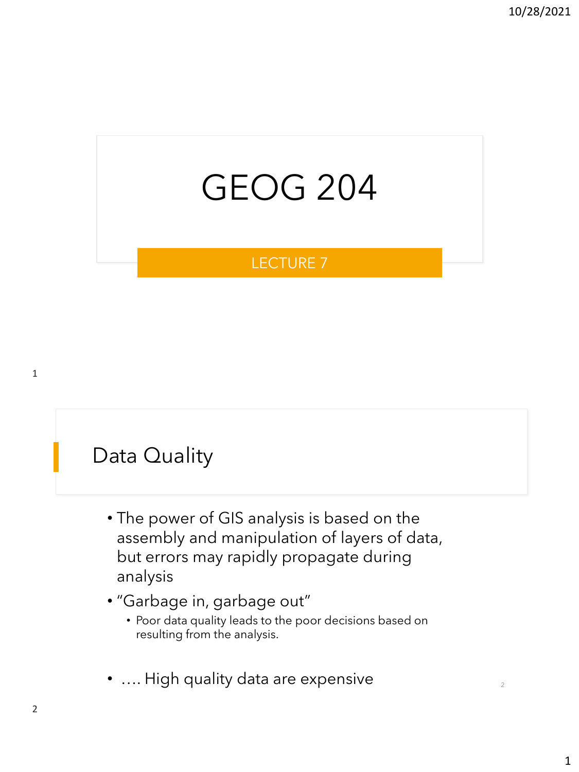# GEOG 204

LECTURE 7

## Data Quality

- The power of GIS analysis is based on the assembly and manipulation of layers of data, but errors may rapidly propagate during analysis
- "Garbage in, garbage out"
  - Poor data quality leads to the poor decisions based on resulting from the analysis.
- …. High quality data are expensive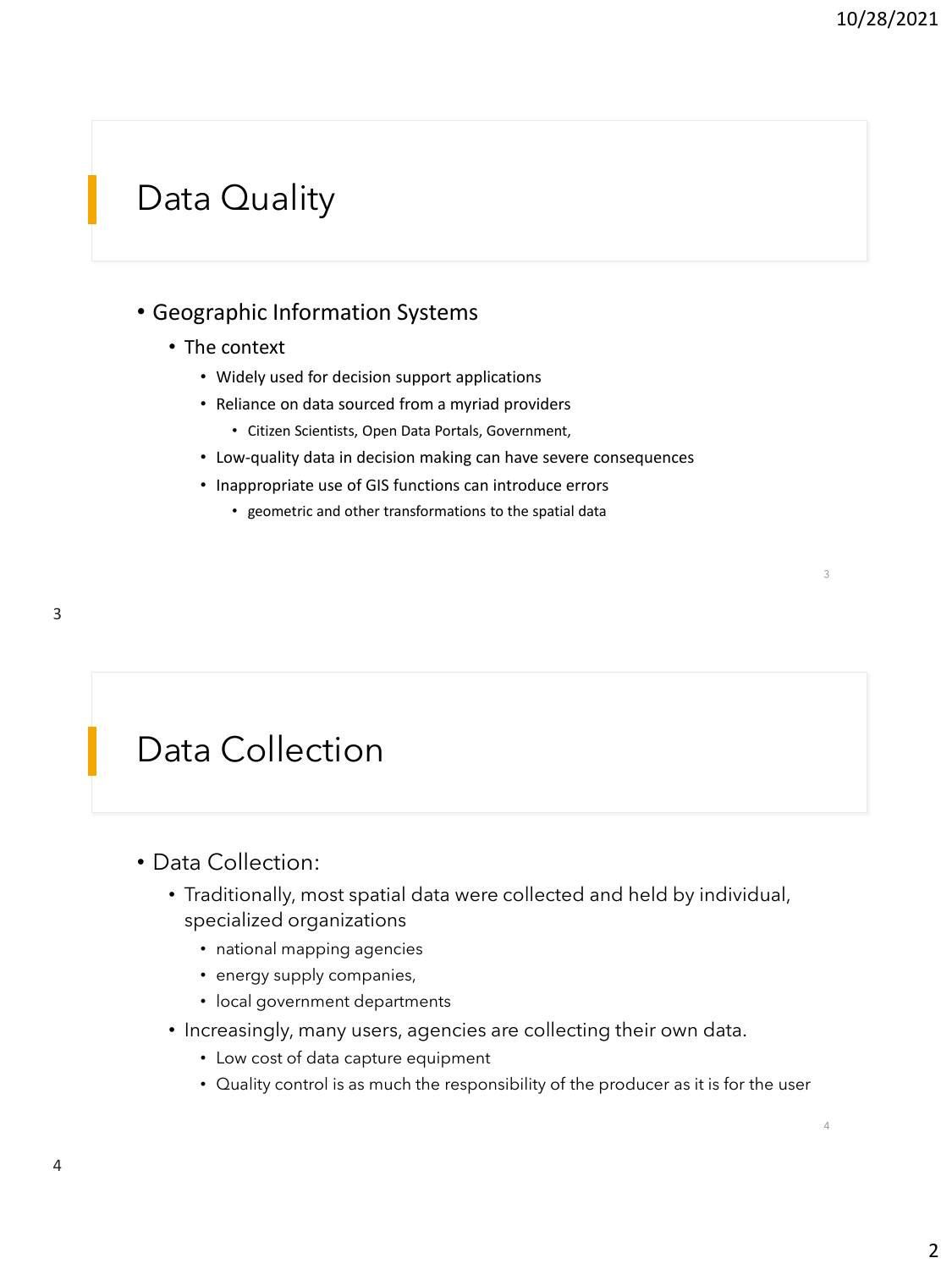## Data Quality

- Geographic Information Systems
  - The context
    - Widely used for decision support applications
    - Reliance on data sourced from a myriad providers
      - Citizen Scientists, Open Data Portals, Government,
    - Low-quality data in decision making can have severe consequences
    - Inappropriate use of GIS functions can introduce errors
      - geometric and other transformations to the spatial data

## Data Collection

- Data Collection:
  - Traditionally, most spatial data were collected and held by individual, specialized organizations
    - national mapping agencies
    - energy supply companies,
    - local government departments
  - Increasingly, many users, agencies are collecting their own data.
    - Low cost of data capture equipment
    - Quality control is as much the responsibility of the producer as it is for the user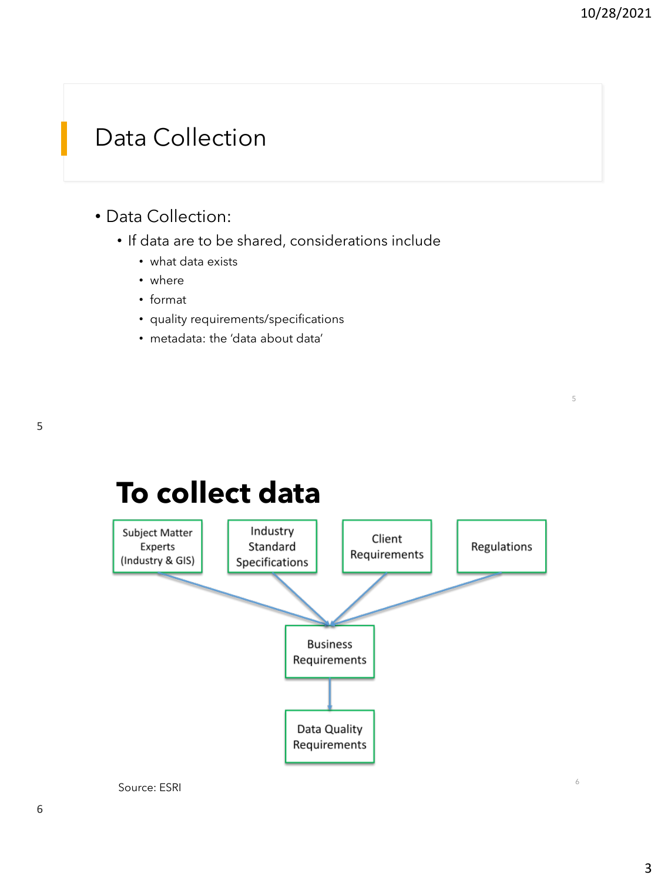## Data Collection

- Data Collection:
  - If data are to be shared, considerations include
    - what data exists
    - where
    - format
    - quality requirements/specifications
    - metadata: the 'data about data'

## To collect data

Subject Matter Experts (Industry & GIS) → Business Requirements

Industry Standard Specifications → Business Requirements

Client Requirements → Business Requirements

Regulations → Business Requirements

Business Requirements → Data Quality Requirements

Source: ESRI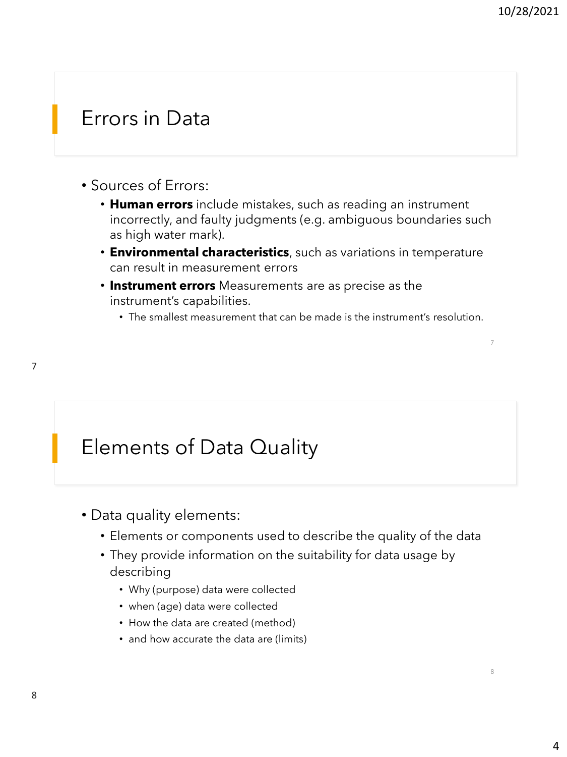## Errors in Data

- Sources of Errors:
  - **Human errors** include mistakes, such as reading an instrument incorrectly, and faulty judgments (e.g. ambiguous boundaries such as high water mark).
  - **Environmental characteristics**, such as variations in temperature can result in measurement errors
  - **Instrument errors** Measurements are as precise as the instrument's capabilities.
    - The smallest measurement that can be made is the instrument's resolution.

## Elements of Data Quality

- Data quality elements:
  - Elements or components used to describe the quality of the data
  - They provide information on the suitability for data usage by describing
    - Why (purpose) data were collected
    - when (age) data were collected
    - How the data are created (method)
    - and how accurate the data are (limits)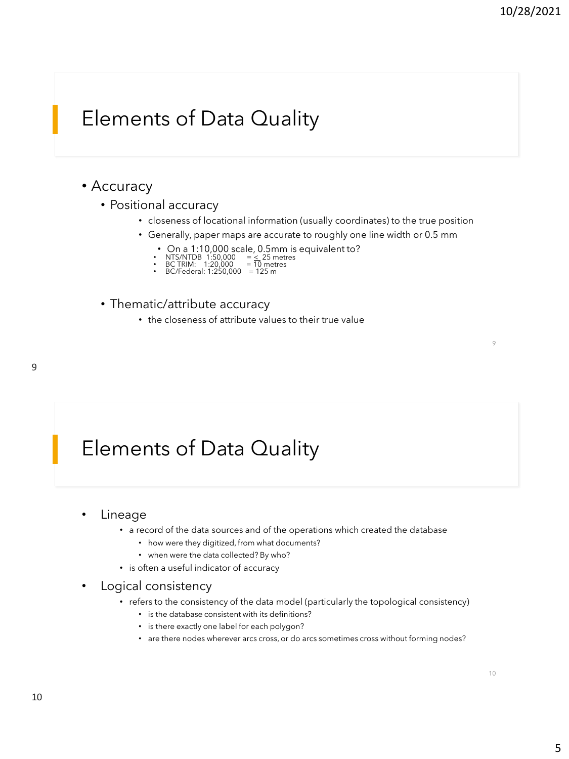## Elements of Data Quality

- Accuracy
  - Positional accuracy
    - closeness of locational information (usually coordinates) to the true position
    - Generally, paper maps are accurate to roughly one line width or 0.5 mm
      - On a 1:10,000 scale, 0.5mm is equivalent to?
      - NTS/NTDB 1:50,000 = ≤ 25 metres
      - BC TRIM: 1:20,000 = 10 metres
      - BC/Federal: 1:250,000 = 125 m
  - Thematic/attribute accuracy
    - the closeness of attribute values to their true value

## Elements of Data Quality

- Lineage
  - a record of the data sources and of the operations which created the database
    - how were they digitized, from what documents?
    - when were the data collected? By who?
  - is often a useful indicator of accuracy
- Logical consistency
  - refers to the consistency of the data model (particularly the topological consistency)
    - is the database consistent with its definitions?
    - is there exactly one label for each polygon?
    - are there nodes wherever arcs cross, or do arcs sometimes cross without forming nodes?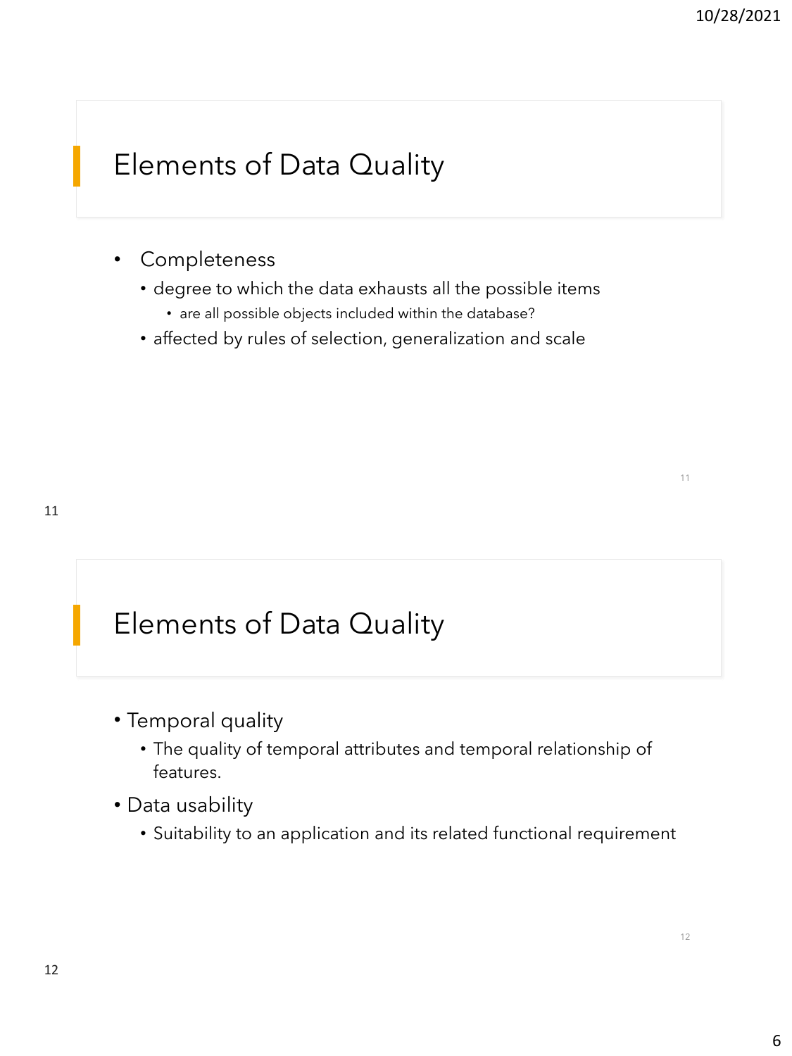## Elements of Data Quality

- Completeness
  - degree to which the data exhausts all the possible items
    - are all possible objects included within the database?
  - affected by rules of selection, generalization and scale

## Elements of Data Quality

- Temporal quality
  - The quality of temporal attributes and temporal relationship of features.
- Data usability
  - Suitability to an application and its related functional requirement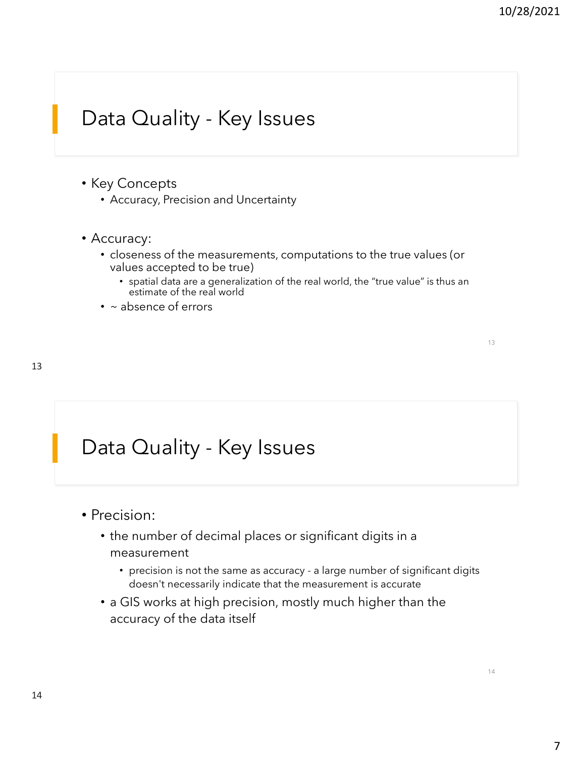## Data Quality - Key Issues

- Key Concepts
  - Accuracy, Precision and Uncertainty
- Accuracy:
  - closeness of the measurements, computations to the true values (or values accepted to be true)
    - spatial data are a generalization of the real world, the "true value" is thus an estimate of the real world
  - ~ absence of errors

## Data Quality - Key Issues

- Precision:
  - the number of decimal places or significant digits in a measurement
    - precision is not the same as accuracy - a large number of significant digits doesn't necessarily indicate that the measurement is accurate
  - a GIS works at high precision, mostly much higher than the accuracy of the data itself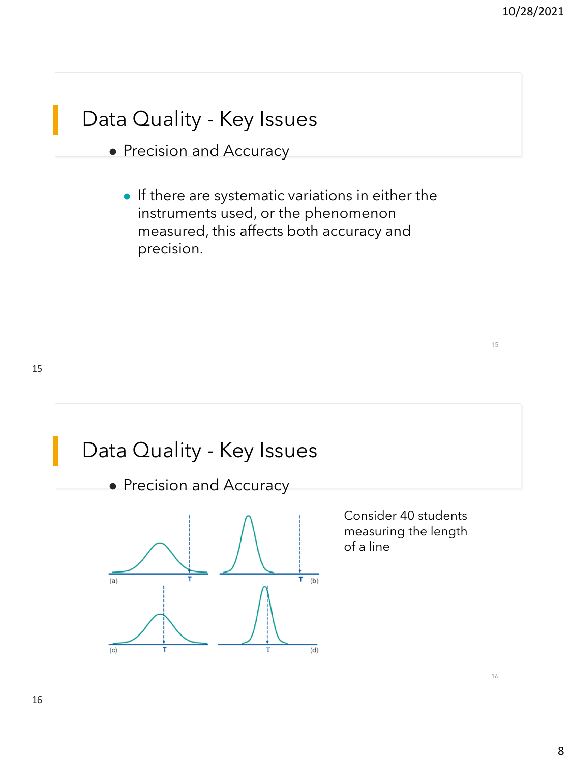## Data Quality - Key Issues

- Precision and Accuracy

  - If there are systematic variations in either the instruments used, or the phenomenon measured, this affects both accuracy and precision.

## Data Quality - Key Issues

- Precision and Accuracy

Consider 40 students measuring the length of a line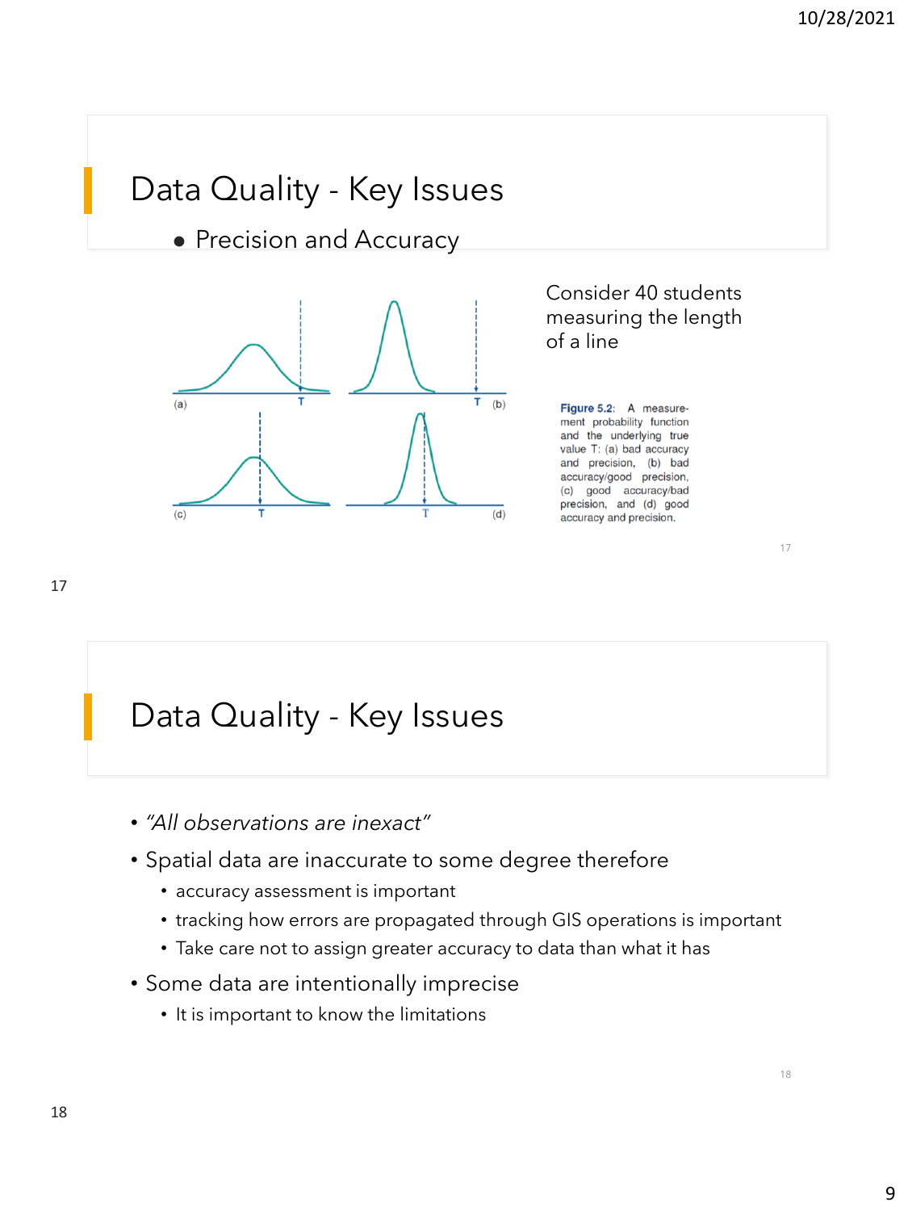# Data Quality - Key Issues

- Precision and Accuracy

Consider 40 students measuring the length of a line

**Figure 5.2:** A measurement probability function and the underlying true value T: (a) bad accuracy and precision, (b) bad accuracy/good precision, (c) good accuracy/bad precision, and (d) good accuracy and precision.

# Data Quality - Key Issues

- *"All observations are inexact"*
- Spatial data are inaccurate to some degree therefore
  - accuracy assessment is important
  - tracking how errors are propagated through GIS operations is important
  - Take care not to assign greater accuracy to data than what it has
- Some data are intentionally imprecise
  - It is important to know the limitations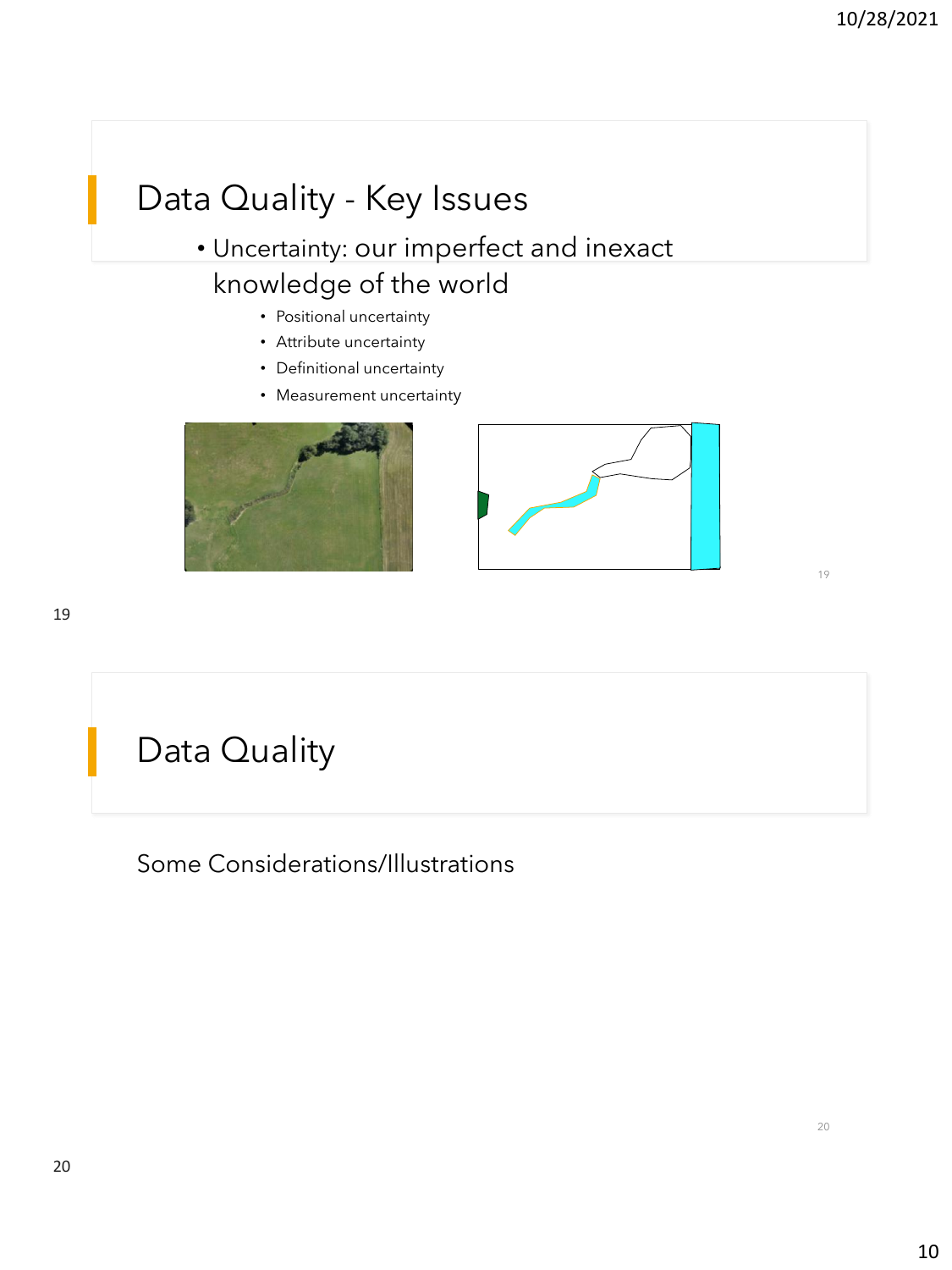## Data Quality - Key Issues

- Uncertainty: our imperfect and inexact knowledge of the world
  - Positional uncertainty
  - Attribute uncertainty
  - Definitional uncertainty
  - Measurement uncertainty

## Data Quality

Some Considerations/Illustrations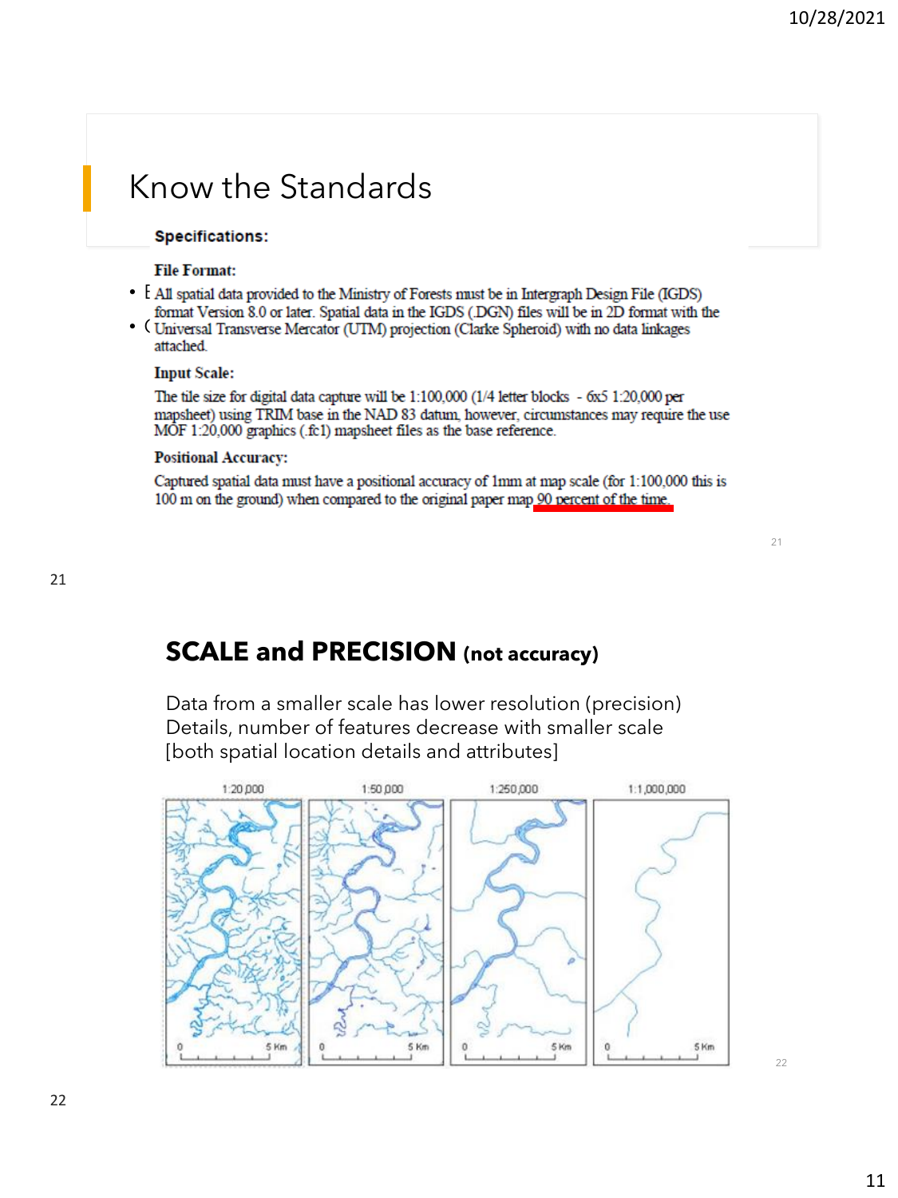## Know the Standards

**Specifications:**

**File Format:**

All spatial data provided to the Ministry of Forests must be in Intergraph Design File (IGDS) format Version 8.0 or later. Spatial data in the IGDS (.DGN) files will be in 2D format with the Universal Transverse Mercator (UTM) projection (Clarke Spheroid) with no data linkages attached.

**Input Scale:**

The tile size for digital data capture will be 1:100,000 (1/4 letter blocks - 6x5 1:20,000 per mapsheet) using TRIM base in the NAD 83 datum, however, circumstances may require the use MOF 1:20,000 graphics (.fc1) mapsheet files as the base reference.

**Positional Accuracy:**

Captured spatial data must have a positional accuracy of 1mm at map scale (for 1:100,000 this is 100 m on the ground) when compared to the original paper map 90 percent of the time.

## SCALE and PRECISION (not accuracy)

Data from a smaller scale has lower resolution (precision)
Details, number of features decrease with smaller scale
[both spatial location details and attributes]

1:20,000 | 1:50,000 | 1:250,000 | 1:1,000,000

0 5 Km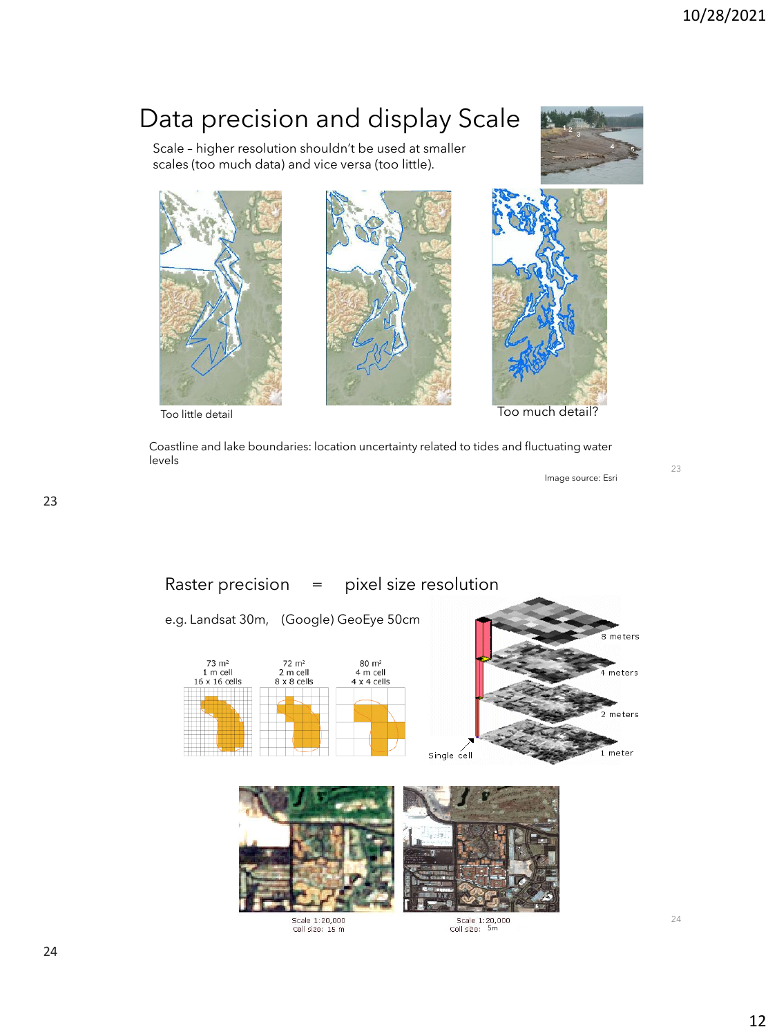## Data precision and display Scale

Scale – higher resolution shouldn't be used at smaller scales (too much data) and vice versa (too little).

Too little detail

Too much detail?

Coastline and lake boundaries: location uncertainty related to tides and fluctuating water levels

Image source: Esri

## Raster precision = pixel size resolution

e.g. Landsat 30m, (Google) GeoEye 50cm

| 73 m² | 72 m² | 80 m² |
|---|---|---|
| 1 m cell | 2 m cell | 4 m cell |
| 16 x 16 cells | 8 x 8 cells | 4 x 4 cells |

8 meters

4 meters

2 meters

1 meter

Single cell

Scale 1:20,000
Cell size: 15 m

Scale 1:20,000
Cell size: 5m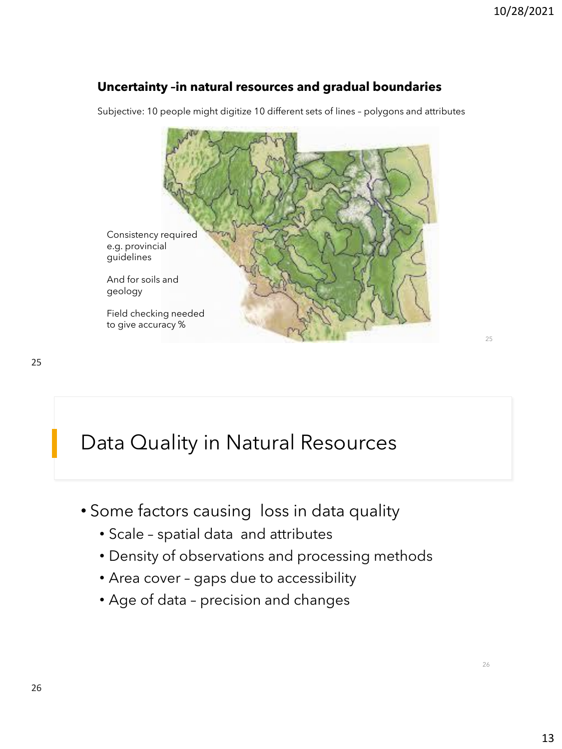### Uncertainty –in natural resources and gradual boundaries

Subjective: 10 people might digitize 10 different sets of lines – polygons and attributes

Consistency required e.g. provincial guidelines

And for soils and geology

Field checking needed to give accuracy %

# Data Quality in Natural Resources

- Some factors causing loss in data quality
  - Scale – spatial data and attributes
  - Density of observations and processing methods
  - Area cover – gaps due to accessibility
  - Age of data – precision and changes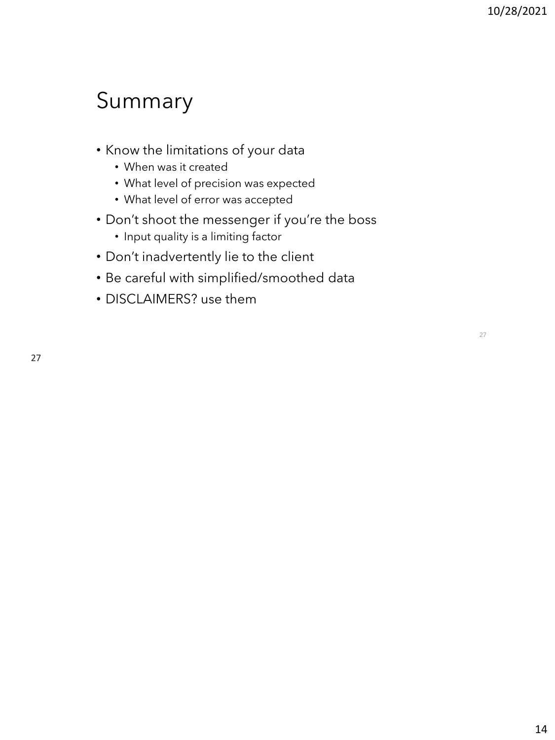## Summary

- Know the limitations of your data
  - When was it created
  - What level of precision was expected
  - What level of error was accepted
- Don't shoot the messenger if you're the boss
  - Input quality is a limiting factor
- Don't inadvertently lie to the client
- Be careful with simplified/smoothed data
- DISCLAIMERS? use them